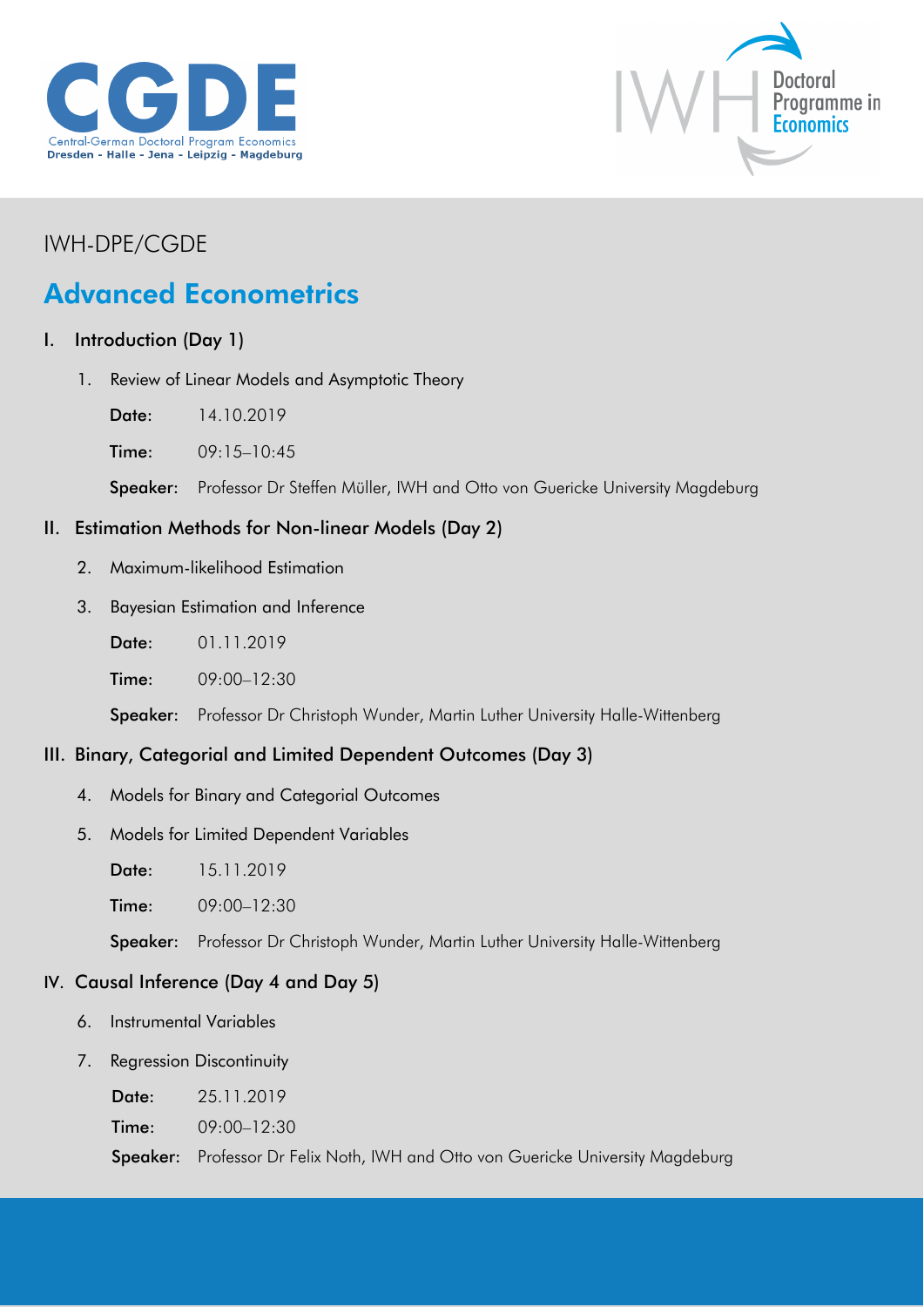CGDE
Central-German Doctoral Program Economics
Dresden - Halle - Jena - Leipzig - Magdeburg

IWH Doctoral Programme in Economics

IWH-DPE/CGDE

# Advanced Econometrics

## I. Introduction (Day 1)

1. Review of Linear Models and Asymptotic Theory

**Date:** 14.10.2019

**Time:** 09:15–10:45

**Speaker:** Professor Dr Steffen Müller, IWH and Otto von Guericke University Magdeburg

## II. Estimation Methods for Non-linear Models (Day 2)

2. Maximum-likelihood Estimation
3. Bayesian Estimation and Inference

**Date:** 01.11.2019

**Time:** 09:00–12:30

**Speaker:** Professor Dr Christoph Wunder, Martin Luther University Halle-Wittenberg

## III. Binary, Categorial and Limited Dependent Outcomes (Day 3)

4. Models for Binary and Categorial Outcomes
5. Models for Limited Dependent Variables

**Date:** 15.11.2019

**Time:** 09:00–12:30

**Speaker:** Professor Dr Christoph Wunder, Martin Luther University Halle-Wittenberg

## IV. Causal Inference (Day 4 and Day 5)

6. Instrumental Variables
7. Regression Discontinuity

**Date:** 25.11.2019

**Time:** 09:00–12:30

**Speaker:** Professor Dr Felix Noth, IWH and Otto von Guericke University Magdeburg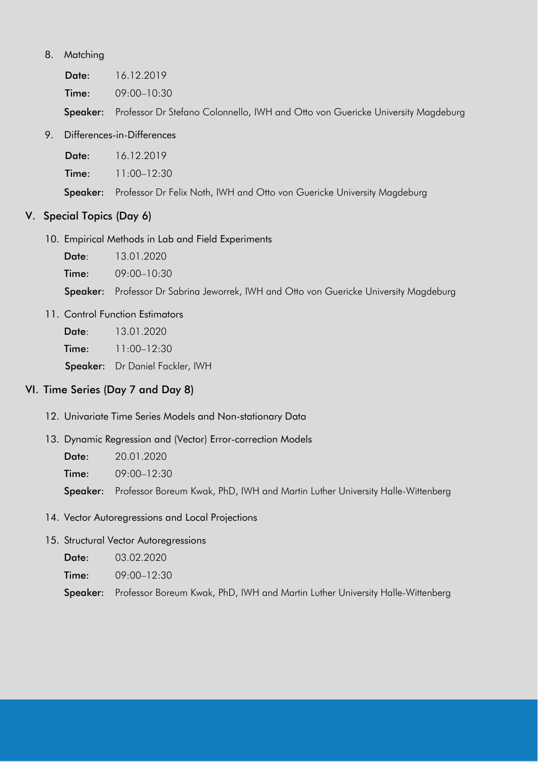8. Matching

   **Date:** 16.12.2019

   **Time:** 09:00–10:30

   **Speaker:** Professor Dr Stefano Colonnello, IWH and Otto von Guericke University Magdeburg

9. Differences-in-Differences

   **Date:** 16.12.2019

   **Time:** 11:00–12:30

   **Speaker:** Professor Dr Felix Noth, IWH and Otto von Guericke University Magdeburg

## V. Special Topics (Day 6)

10. Empirical Methods in Lab and Field Experiments

    **Date:** 13.01.2020

    **Time:** 09:00–10:30

    **Speaker:** Professor Dr Sabrina Jeworrek, IWH and Otto von Guericke University Magdeburg

11. Control Function Estimators

    **Date:** 13.01.2020

    **Time:** 11:00–12:30

    **Speaker:** Dr Daniel Fackler, IWH

## VI. Time Series (Day 7 and Day 8)

12. Univariate Time Series Models and Non-stationary Data

13. Dynamic Regression and (Vector) Error-correction Models

    **Date:** 20.01.2020

    **Time:** 09:00–12:30

    **Speaker:** Professor Boreum Kwak, PhD, IWH and Martin Luther University Halle-Wittenberg

14. Vector Autoregressions and Local Projections

15. Structural Vector Autoregressions

    **Date:** 03.02.2020

    **Time:** 09:00–12:30

    **Speaker:** Professor Boreum Kwak, PhD, IWH and Martin Luther University Halle-Wittenberg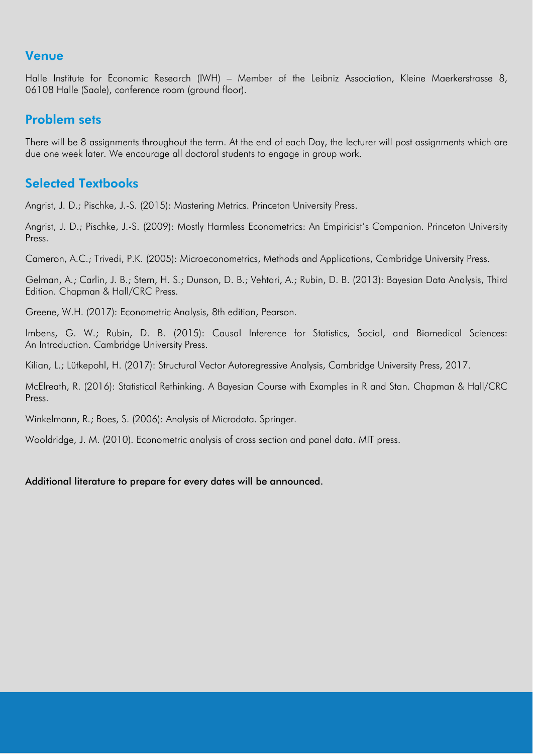## Venue

Halle Institute for Economic Research (IWH) – Member of the Leibniz Association, Kleine Maerkerstrasse 8, 06108 Halle (Saale), conference room (ground floor).

## Problem sets

There will be 8 assignments throughout the term. At the end of each Day, the lecturer will post assignments which are due one week later. We encourage all doctoral students to engage in group work.

## Selected Textbooks

Angrist, J. D.; Pischke, J.-S. (2015): Mastering Metrics. Princeton University Press.

Angrist, J. D.; Pischke, J.-S. (2009): Mostly Harmless Econometrics: An Empiricist's Companion. Princeton University Press.

Cameron, A.C.; Trivedi, P.K. (2005): Microeconometrics, Methods and Applications, Cambridge University Press.

Gelman, A.; Carlin, J. B.; Stern, H. S.; Dunson, D. B.; Vehtari, A.; Rubin, D. B. (2013): Bayesian Data Analysis, Third Edition. Chapman & Hall/CRC Press.

Greene, W.H. (2017): Econometric Analysis, 8th edition, Pearson.

Imbens, G. W.; Rubin, D. B. (2015): Causal Inference for Statistics, Social, and Biomedical Sciences: An Introduction. Cambridge University Press.

Kilian, L.; Lütkepohl, H. (2017): Structural Vector Autoregressive Analysis, Cambridge University Press, 2017.

McElreath, R. (2016): Statistical Rethinking. A Bayesian Course with Examples in R and Stan. Chapman & Hall/CRC Press.

Winkelmann, R.; Boes, S. (2006): Analysis of Microdata. Springer.

Wooldridge, J. M. (2010). Econometric analysis of cross section and panel data. MIT press.

Additional literature to prepare for every dates will be announced.